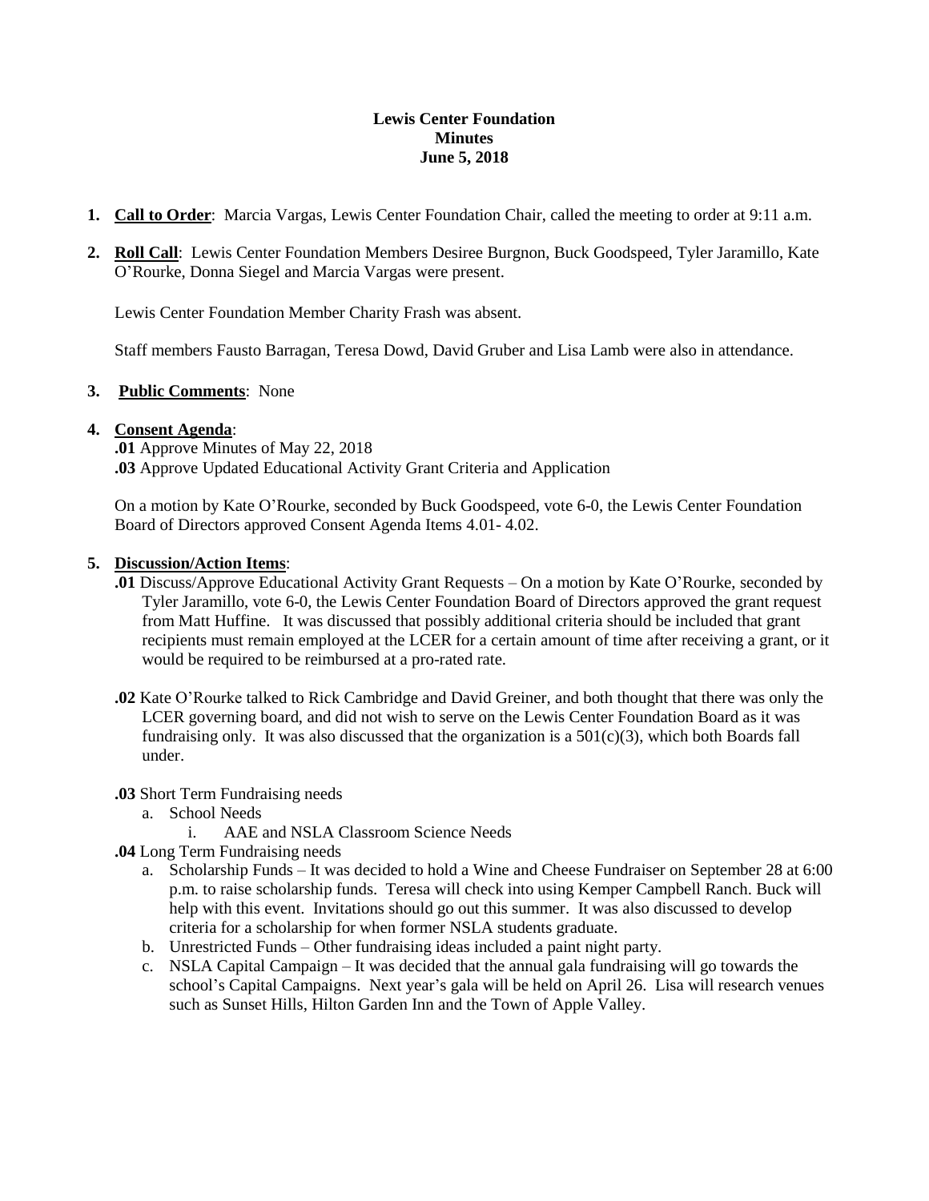**Lewis Center Foundation**
**Minutes**
**June 5, 2018**

1. **Call to Order**: Marcia Vargas, Lewis Center Foundation Chair, called the meeting to order at 9:11 a.m.

2. **Roll Call**: Lewis Center Foundation Members Desiree Burgnon, Buck Goodspeed, Tyler Jaramillo, Kate O'Rourke, Donna Siegel and Marcia Vargas were present.

   Lewis Center Foundation Member Charity Frash was absent.

   Staff members Fausto Barragan, Teresa Dowd, David Gruber and Lisa Lamb were also in attendance.

3. **Public Comments**: None

4. **Consent Agenda**:
   **.01** Approve Minutes of May 22, 2018
   **.03** Approve Updated Educational Activity Grant Criteria and Application

   On a motion by Kate O'Rourke, seconded by Buck Goodspeed, vote 6-0, the Lewis Center Foundation Board of Directors approved Consent Agenda Items 4.01- 4.02.

5. **Discussion/Action Items**:
   **.01** Discuss/Approve Educational Activity Grant Requests – On a motion by Kate O'Rourke, seconded by Tyler Jaramillo, vote 6-0, the Lewis Center Foundation Board of Directors approved the grant request from Matt Huffine. It was discussed that possibly additional criteria should be included that grant recipients must remain employed at the LCER for a certain amount of time after receiving a grant, or it would be required to be reimbursed at a pro-rated rate.

   **.02** Kate O'Rourke talked to Rick Cambridge and David Greiner, and both thought that there was only the LCER governing board, and did not wish to serve on the Lewis Center Foundation Board as it was fundraising only. It was also discussed that the organization is a 501(c)(3), which both Boards fall under.

   **.03** Short Term Fundraising needs
   a. School Needs
      i. AAE and NSLA Classroom Science Needs

   **.04** Long Term Fundraising needs
   a. Scholarship Funds – It was decided to hold a Wine and Cheese Fundraiser on September 28 at 6:00 p.m. to raise scholarship funds. Teresa will check into using Kemper Campbell Ranch. Buck will help with this event. Invitations should go out this summer. It was also discussed to develop criteria for a scholarship for when former NSLA students graduate.
   b. Unrestricted Funds – Other fundraising ideas included a paint night party.
   c. NSLA Capital Campaign – It was decided that the annual gala fundraising will go towards the school's Capital Campaigns. Next year's gala will be held on April 26. Lisa will research venues such as Sunset Hills, Hilton Garden Inn and the Town of Apple Valley.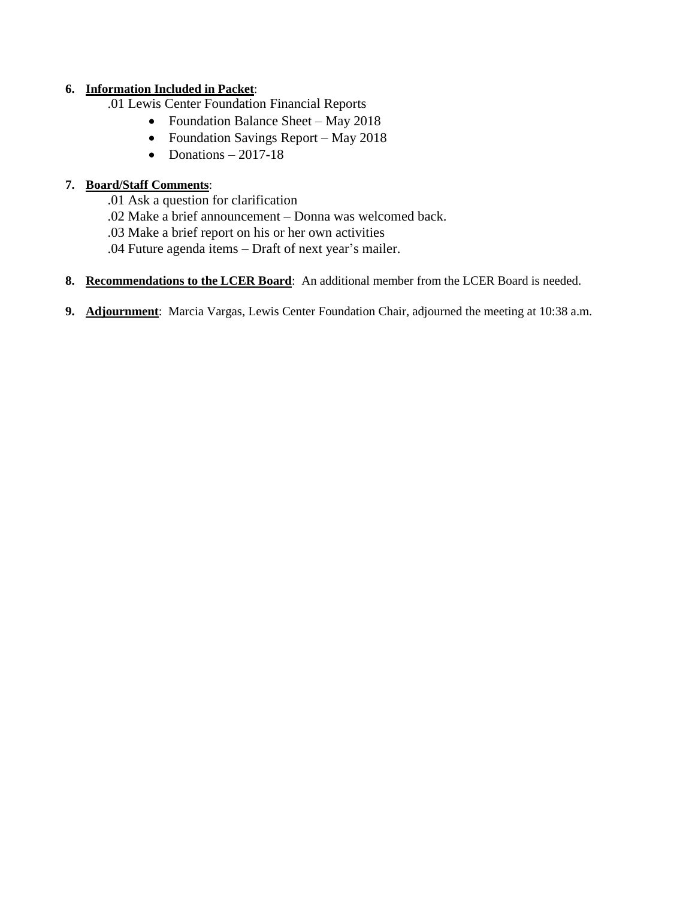6. **Information Included in Packet**:

   .01 Lewis Center Foundation Financial Reports

   - Foundation Balance Sheet – May 2018
   - Foundation Savings Report – May 2018
   - Donations – 2017-18

7. **Board/Staff Comments**:

   .01 Ask a question for clarification

   .02 Make a brief announcement – Donna was welcomed back.

   .03 Make a brief report on his or her own activities

   .04 Future agenda items – Draft of next year's mailer.

8. **Recommendations to the LCER Board**: An additional member from the LCER Board is needed.

9. **Adjournment**: Marcia Vargas, Lewis Center Foundation Chair, adjourned the meeting at 10:38 a.m.